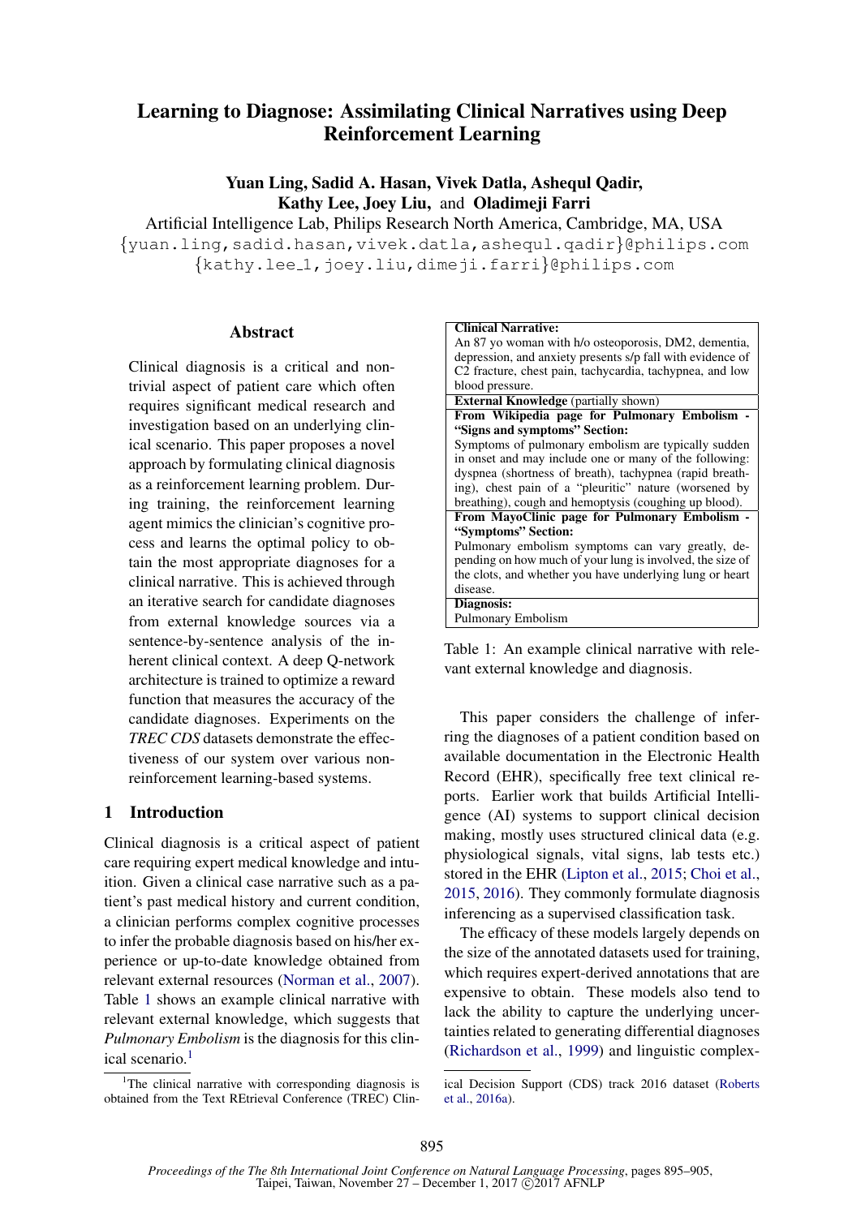# Learning to Diagnose: Assimilating Clinical Narratives using Deep Reinforcement Learning

**Yuan Ling, Sadid A. Hasan, Vivek Datla, Ashequl Qadir, Kathy Lee, Joey Liu,** and **Oladimeji Farri**

Artificial Intelligence Lab, Philips Research North America, Cambridge, MA, USA

{yuan.ling,sadid.hasan,vivek.datla,ashequl.qadir}@philips.com
{kathy.lee_1,joey.liu,dimeji.farri}@philips.com

## Abstract

Clinical diagnosis is a critical and non-trivial aspect of patient care which often requires significant medical research and investigation based on an underlying clinical scenario. This paper proposes a novel approach by formulating clinical diagnosis as a reinforcement learning problem. During training, the reinforcement learning agent mimics the clinician's cognitive process and learns the optimal policy to obtain the most appropriate diagnoses for a clinical narrative. This is achieved through an iterative search for candidate diagnoses from external knowledge sources via a sentence-by-sentence analysis of the inherent clinical context. A deep Q-network architecture is trained to optimize a reward function that measures the accuracy of the candidate diagnoses. Experiments on the *TREC CDS* datasets demonstrate the effectiveness of our system over various non-reinforcement learning-based systems.

## 1 Introduction

Clinical diagnosis is a critical aspect of patient care requiring expert medical knowledge and intuition. Given a clinical case narrative such as a patient's past medical history and current condition, a clinician performs complex cognitive processes to infer the probable diagnosis based on his/her experience or up-to-date knowledge obtained from relevant external resources (Norman et al., 2007). Table 1 shows an example clinical narrative with relevant external knowledge, which suggests that *Pulmonary Embolism* is the diagnosis for this clinical scenario.[1]

| **Clinical Narrative:** |
|---|
| An 87 yo woman with h/o osteoporosis, DM2, dementia, depression, and anxiety presents s/p fall with evidence of C2 fracture, chest pain, tachycardia, tachypnea, and low blood pressure. |
| **External Knowledge** (partially shown) |
| **From Wikipedia page for Pulmonary Embolism - "Signs and symptoms" Section:** Symptoms of pulmonary embolism are typically sudden in onset and may include one or many of the following: dyspnea (shortness of breath), tachypnea (rapid breathing), chest pain of a "pleuritic" nature (worsened by breathing), cough and hemoptysis (coughing up blood). |
| **From MayoClinic page for Pulmonary Embolism - "Symptoms" Section:** Pulmonary embolism symptoms can vary greatly, depending on how much of your lung is involved, the size of the clots, and whether you have underlying lung or heart disease. |
| **Diagnosis:** |
| Pulmonary Embolism |

Table 1: An example clinical narrative with relevant external knowledge and diagnosis.

This paper considers the challenge of inferring the diagnoses of a patient condition based on available documentation in the Electronic Health Record (EHR), specifically free text clinical reports. Earlier work that builds Artificial Intelligence (AI) systems to support clinical decision making, mostly uses structured clinical data (e.g. physiological signals, vital signs, lab tests etc.) stored in the EHR (Lipton et al., 2015; Choi et al., 2015, 2016). They commonly formulate diagnosis inferencing as a supervised classification task.

The efficacy of these models largely depends on the size of the annotated datasets used for training, which requires expert-derived annotations that are expensive to obtain. These models also tend to lack the ability to capture the underlying uncertainties related to generating differential diagnoses (Richardson et al., 1999) and linguistic complex-

[1] The clinical narrative with corresponding diagnosis is obtained from the Text REtrieval Conference (TREC) Clinical Decision Support (CDS) track 2016 dataset (Roberts et al., 2016a).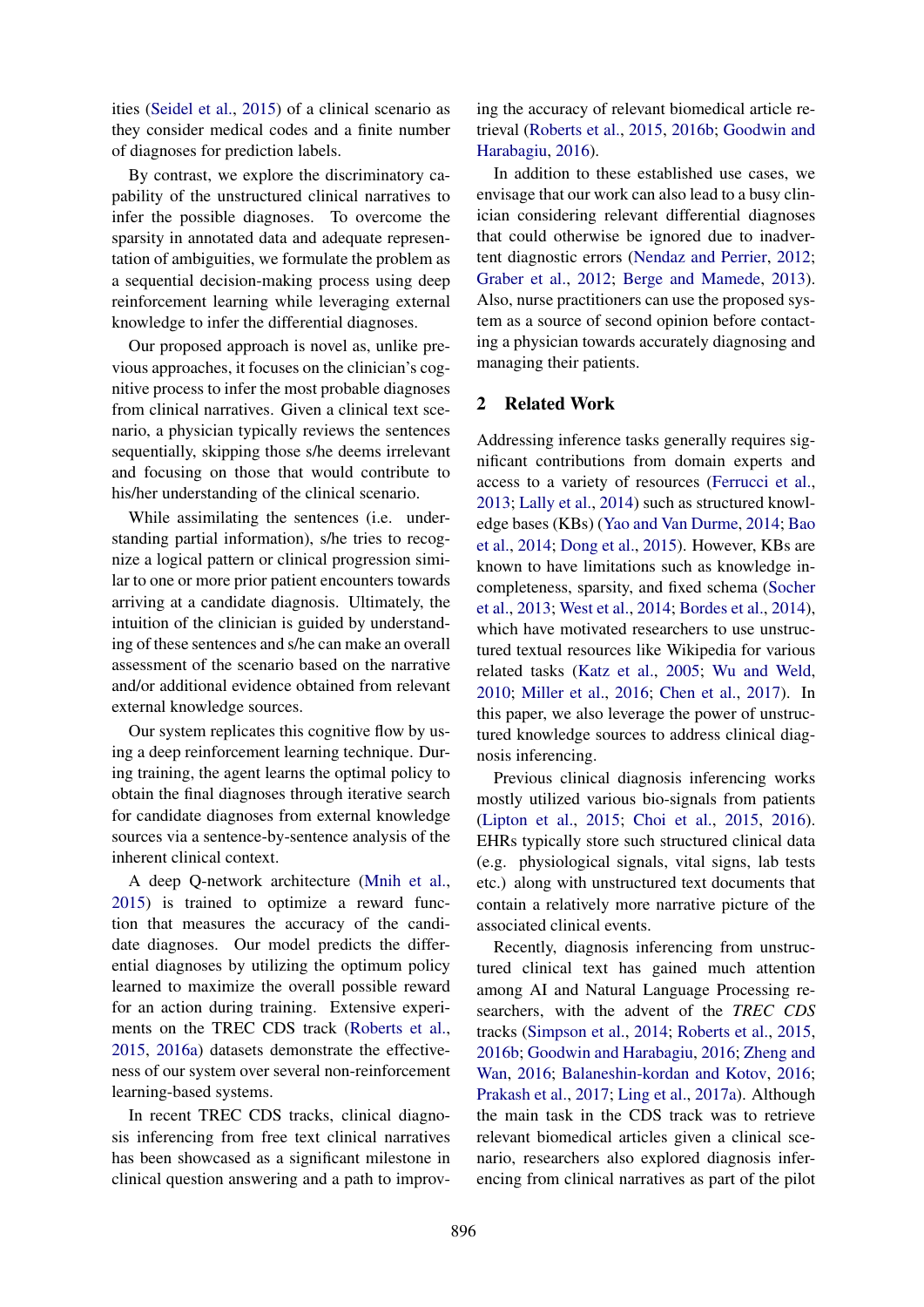ities (Seidel et al., 2015) of a clinical scenario as they consider medical codes and a finite number of diagnoses for prediction labels.

By contrast, we explore the discriminatory capability of the unstructured clinical narratives to infer the possible diagnoses. To overcome the sparsity in annotated data and adequate representation of ambiguities, we formulate the problem as a sequential decision-making process using deep reinforcement learning while leveraging external knowledge to infer the differential diagnoses.

Our proposed approach is novel as, unlike previous approaches, it focuses on the clinician's cognitive process to infer the most probable diagnoses from clinical narratives. Given a clinical text scenario, a physician typically reviews the sentences sequentially, skipping those s/he deems irrelevant and focusing on those that would contribute to his/her understanding of the clinical scenario.

While assimilating the sentences (i.e. understanding partial information), s/he tries to recognize a logical pattern or clinical progression similar to one or more prior patient encounters towards arriving at a candidate diagnosis. Ultimately, the intuition of the clinician is guided by understanding of these sentences and s/he can make an overall assessment of the scenario based on the narrative and/or additional evidence obtained from relevant external knowledge sources.

Our system replicates this cognitive flow by using a deep reinforcement learning technique. During training, the agent learns the optimal policy to obtain the final diagnoses through iterative search for candidate diagnoses from external knowledge sources via a sentence-by-sentence analysis of the inherent clinical context.

A deep Q-network architecture (Mnih et al., 2015) is trained to optimize a reward function that measures the accuracy of the candidate diagnoses. Our model predicts the differential diagnoses by utilizing the optimum policy learned to maximize the overall possible reward for an action during training. Extensive experiments on the TREC CDS track (Roberts et al., 2015, 2016a) datasets demonstrate the effectiveness of our system over several non-reinforcement learning-based systems.

In recent TREC CDS tracks, clinical diagnosis inferencing from free text clinical narratives has been showcased as a significant milestone in clinical question answering and a path to improving the accuracy of relevant biomedical article retrieval (Roberts et al., 2015, 2016b; Goodwin and Harabagiu, 2016).

In addition to these established use cases, we envisage that our work can also lead to a busy clinician considering relevant differential diagnoses that could otherwise be ignored due to inadvertent diagnostic errors (Nendaz and Perrier, 2012; Graber et al., 2012; Berge and Mamede, 2013). Also, nurse practitioners can use the proposed system as a source of second opinion before contacting a physician towards accurately diagnosing and managing their patients.

## 2 Related Work

Addressing inference tasks generally requires significant contributions from domain experts and access to a variety of resources (Ferrucci et al., 2013; Lally et al., 2014) such as structured knowledge bases (KBs) (Yao and Van Durme, 2014; Bao et al., 2014; Dong et al., 2015). However, KBs are known to have limitations such as knowledge incompleteness, sparsity, and fixed schema (Socher et al., 2013; West et al., 2014; Bordes et al., 2014), which have motivated researchers to use unstructured textual resources like Wikipedia for various related tasks (Katz et al., 2005; Wu and Weld, 2010; Miller et al., 2016; Chen et al., 2017). In this paper, we also leverage the power of unstructured knowledge sources to address clinical diagnosis inferencing.

Previous clinical diagnosis inferencing works mostly utilized various bio-signals from patients (Lipton et al., 2015; Choi et al., 2015, 2016). EHRs typically store such structured clinical data (e.g. physiological signals, vital signs, lab tests etc.) along with unstructured text documents that contain a relatively more narrative picture of the associated clinical events.

Recently, diagnosis inferencing from unstructured clinical text has gained much attention among AI and Natural Language Processing researchers, with the advent of the *TREC CDS* tracks (Simpson et al., 2014; Roberts et al., 2015, 2016b; Goodwin and Harabagiu, 2016; Zheng and Wan, 2016; Balaneshin-kordan and Kotov, 2016; Prakash et al., 2017; Ling et al., 2017a). Although the main task in the CDS track was to retrieve relevant biomedical articles given a clinical scenario, researchers also explored diagnosis inferencing from clinical narratives as part of the pilot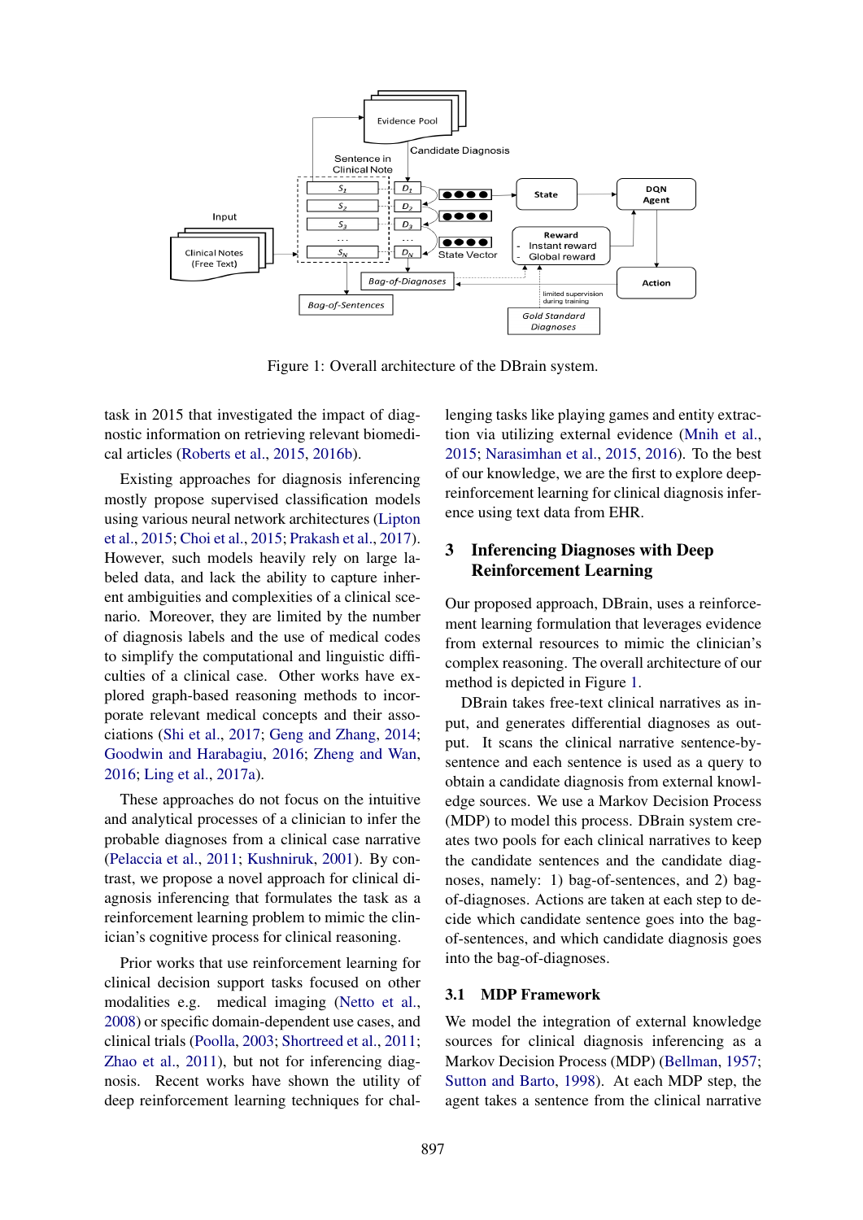Figure 1: Overall architecture of the DBrain system.

task in 2015 that investigated the impact of diagnostic information on retrieving relevant biomedical articles (Roberts et al., 2015, 2016b).

Existing approaches for diagnosis inferencing mostly propose supervised classification models using various neural network architectures (Lipton et al., 2015; Choi et al., 2015; Prakash et al., 2017). However, such models heavily rely on large labeled data, and lack the ability to capture inherent ambiguities and complexities of a clinical scenario. Moreover, they are limited by the number of diagnosis labels and the use of medical codes to simplify the computational and linguistic difficulties of a clinical case. Other works have explored graph-based reasoning methods to incorporate relevant medical concepts and their associations (Shi et al., 2017; Geng and Zhang, 2014; Goodwin and Harabagiu, 2016; Zheng and Wan, 2016; Ling et al., 2017a).

These approaches do not focus on the intuitive and analytical processes of a clinician to infer the probable diagnoses from a clinical case narrative (Pelaccia et al., 2011; Kushniruk, 2001). By contrast, we propose a novel approach for clinical diagnosis inferencing that formulates the task as a reinforcement learning problem to mimic the clinician's cognitive process for clinical reasoning.

Prior works that use reinforcement learning for clinical decision support tasks focused on other modalities e.g. medical imaging (Netto et al., 2008) or specific domain-dependent use cases, and clinical trials (Poolla, 2003; Shortreed et al., 2011; Zhao et al., 2011), but not for inferencing diagnosis. Recent works have shown the utility of deep reinforcement learning techniques for challenging tasks like playing games and entity extraction via utilizing external evidence (Mnih et al., 2015; Narasimhan et al., 2015, 2016). To the best of our knowledge, we are the first to explore deep-reinforcement learning for clinical diagnosis inference using text data from EHR.

## 3 Inferencing Diagnoses with Deep Reinforcement Learning

Our proposed approach, DBrain, uses a reinforcement learning formulation that leverages evidence from external resources to mimic the clinician's complex reasoning. The overall architecture of our method is depicted in Figure 1.

DBrain takes free-text clinical narratives as input, and generates differential diagnoses as output. It scans the clinical narrative sentence-by-sentence and each sentence is used as a query to obtain a candidate diagnosis from external knowledge sources. We use a Markov Decision Process (MDP) to model this process. DBrain system creates two pools for each clinical narratives to keep the candidate sentences and the candidate diagnoses, namely: 1) bag-of-sentences, and 2) bag-of-diagnoses. Actions are taken at each step to decide which candidate sentence goes into the bag-of-sentences, and which candidate diagnosis goes into the bag-of-diagnoses.

### 3.1 MDP Framework

We model the integration of external knowledge sources for clinical diagnosis inferencing as a Markov Decision Process (MDP) (Bellman, 1957; Sutton and Barto, 1998). At each MDP step, the agent takes a sentence from the clinical narrative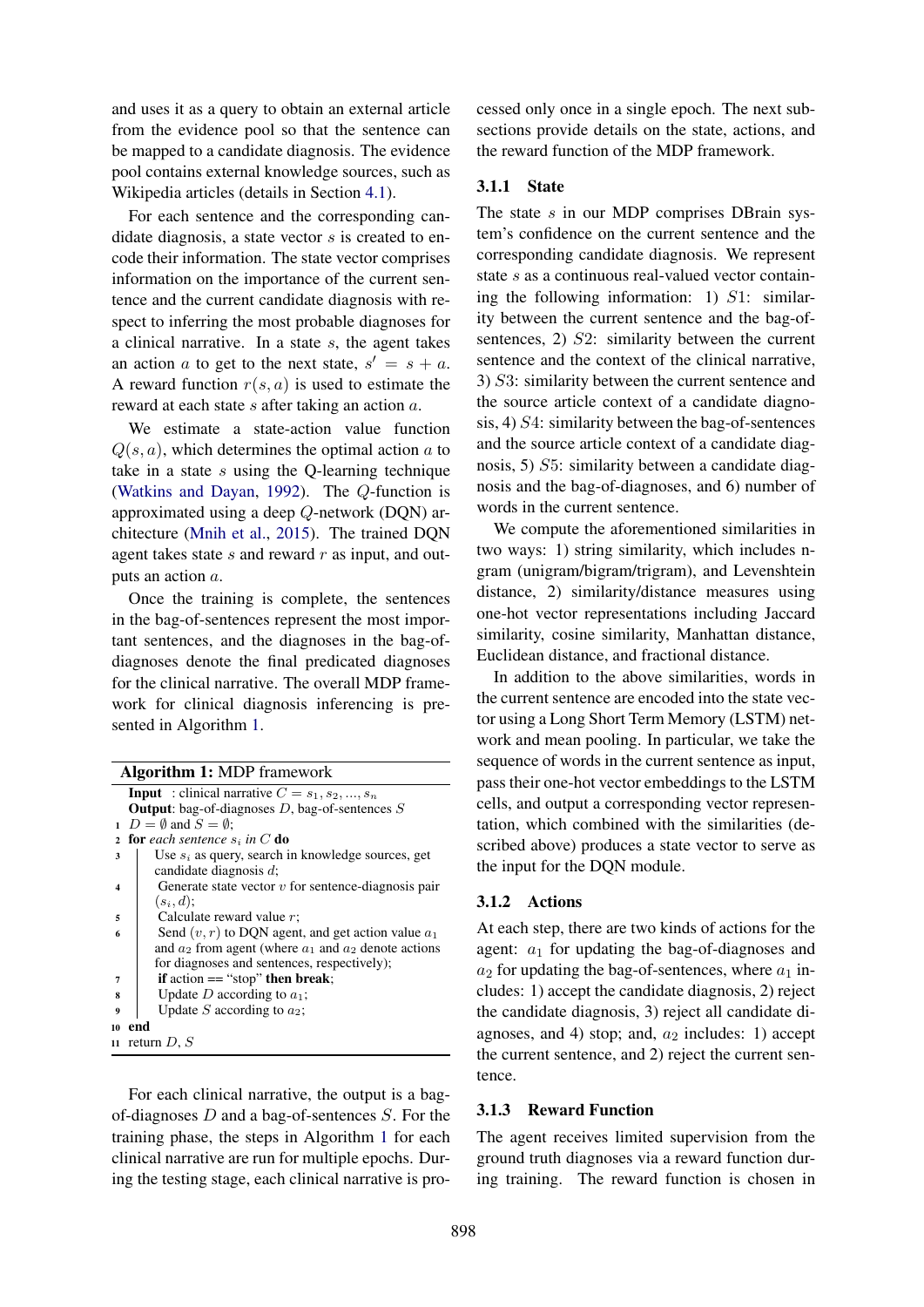and uses it as a query to obtain an external article from the evidence pool so that the sentence can be mapped to a candidate diagnosis. The evidence pool contains external knowledge sources, such as Wikipedia articles (details in Section 4.1).

For each sentence and the corresponding candidate diagnosis, a state vector $s$ is created to encode their information. The state vector comprises information on the importance of the current sentence and the current candidate diagnosis with respect to inferring the most probable diagnoses for a clinical narrative. In a state $s$, the agent takes an action $a$ to get to the next state, $s' = s + a$. A reward function $r(s, a)$ is used to estimate the reward at each state $s$ after taking an action $a$.

We estimate a state-action value function $Q(s, a)$, which determines the optimal action $a$ to take in a state $s$ using the Q-learning technique (Watkins and Dayan, 1992). The $Q$-function is approximated using a deep $Q$-network (DQN) architecture (Mnih et al., 2015). The trained DQN agent takes state $s$ and reward $r$ as input, and outputs an action $a$.

Once the training is complete, the sentences in the bag-of-sentences represent the most important sentences, and the diagnoses in the bag-of-diagnoses denote the final predicated diagnoses for the clinical narrative. The overall MDP framework for clinical diagnosis inferencing is presented in Algorithm 1.

**Algorithm 1:** MDP framework

```
  Input  : clinical narrative C = s_1, s_2, ..., s_n
  Output: bag-of-diagnoses D, bag-of-sentences S
1  D = ∅ and S = ∅;
2  for each sentence s_i in C do
3  |  Use s_i as query, search in knowledge sources, get
   |  candidate diagnosis d;
4  |  Generate state vector v for sentence-diagnosis pair
   |  (s_i, d);
5  |  Calculate reward value r;
6  |  Send (v, r) to DQN agent, and get action value a_1
   |  and a_2 from agent (where a_1 and a_2 denote actions
   |  for diagnoses and sentences, respectively);
7  |  if action == "stop" then break;
8  |  Update D according to a_1;
9  |  Update S according to a_2;
10 end
11 return D, S
```

For each clinical narrative, the output is a bag-of-diagnoses $D$ and a bag-of-sentences $S$. For the training phase, the steps in Algorithm 1 for each clinical narrative are run for multiple epochs. During the testing stage, each clinical narrative is processed only once in a single epoch. The next subsections provide details on the state, actions, and the reward function of the MDP framework.

### 3.1.1 State

The state $s$ in our MDP comprises DBrain system's confidence on the current sentence and the corresponding candidate diagnosis. We represent state $s$ as a continuous real-valued vector containing the following information: 1) $S1$: similarity between the current sentence and the bag-of-sentences, 2) $S2$: similarity between the current sentence and the context of the clinical narrative, 3) $S3$: similarity between the current sentence and the source article context of a candidate diagnosis, 4) $S4$: similarity between the bag-of-sentences and the source article context of a candidate diagnosis, 5) $S5$: similarity between a candidate diagnosis and the bag-of-diagnoses, and 6) number of words in the current sentence.

We compute the aforementioned similarities in two ways: 1) string similarity, which includes n-gram (unigram/bigram/trigram), and Levenshtein distance, 2) similarity/distance measures using one-hot vector representations including Jaccard similarity, cosine similarity, Manhattan distance, Euclidean distance, and fractional distance.

In addition to the above similarities, words in the current sentence are encoded into the state vector using a Long Short Term Memory (LSTM) network and mean pooling. In particular, we take the sequence of words in the current sentence as input, pass their one-hot vector embeddings to the LSTM cells, and output a corresponding vector representation, which combined with the similarities (described above) produces a state vector to serve as the input for the DQN module.

### 3.1.2 Actions

At each step, there are two kinds of actions for the agent: $a_1$ for updating the bag-of-diagnoses and $a_2$ for updating the bag-of-sentences, where $a_1$ includes: 1) accept the candidate diagnosis, 2) reject the candidate diagnosis, 3) reject all candidate diagnoses, and 4) stop; and, $a_2$ includes: 1) accept the current sentence, and 2) reject the current sentence.

### 3.1.3 Reward Function

The agent receives limited supervision from the ground truth diagnoses via a reward function during training. The reward function is chosen in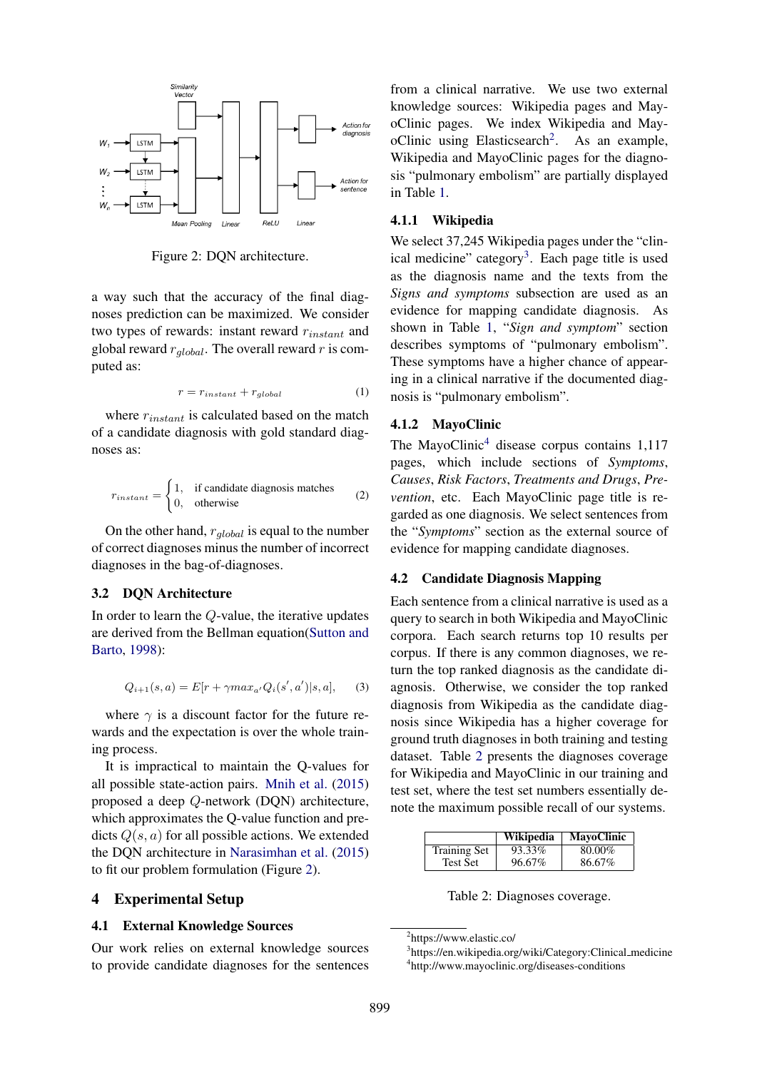Figure 2: DQN architecture.

a way such that the accuracy of the final diagnoses prediction can be maximized. We consider two types of rewards: instant reward $r_{instant}$ and global reward $r_{global}$. The overall reward $r$ is computed as:

$$r = r_{instant} + r_{global} \quad (1)$$

where $r_{instant}$ is calculated based on the match of a candidate diagnosis with gold standard diagnoses as:

$$r_{instant} = \begin{cases} 1, & \text{if candidate diagnosis matches} \\ 0, & \text{otherwise} \end{cases} \quad (2)$$

On the other hand, $r_{global}$ is equal to the number of correct diagnoses minus the number of incorrect diagnoses in the bag-of-diagnoses.

### 3.2 DQN Architecture

In order to learn the $Q$-value, the iterative updates are derived from the Bellman equation(Sutton and Barto, 1998):

$$Q_{i+1}(s,a) = E[r + \gamma max_{a'} Q_i(s', a')|s, a], \quad (3)$$

where $\gamma$ is a discount factor for the future rewards and the expectation is over the whole training process.

It is impractical to maintain the Q-values for all possible state-action pairs. Mnih et al. (2015) proposed a deep $Q$-network (DQN) architecture, which approximates the Q-value function and predicts $Q(s, a)$ for all possible actions. We extended the DQN architecture in Narasimhan et al. (2015) to fit our problem formulation (Figure 2).

## 4 Experimental Setup

### 4.1 External Knowledge Sources

Our work relies on external knowledge sources to provide candidate diagnoses for the sentences from a clinical narrative. We use two external knowledge sources: Wikipedia pages and MayoClinic pages. We index Wikipedia and MayoClinic using Elasticsearch[2]. As an example, Wikipedia and MayoClinic pages for the diagnosis "pulmonary embolism" are partially displayed in Table 1.

#### 4.1.1 Wikipedia

We select 37,245 Wikipedia pages under the "clinical medicine" category[3]. Each page title is used as the diagnosis name and the texts from the *Signs and symptoms* subsection are used as an evidence for mapping candidate diagnosis. As shown in Table 1, "*Sign and symptom*" section describes symptoms of "pulmonary embolism". These symptoms have a higher chance of appearing in a clinical narrative if the documented diagnosis is "pulmonary embolism".

#### 4.1.2 MayoClinic

The MayoClinic[4] disease corpus contains 1,117 pages, which include sections of *Symptoms*, *Causes*, *Risk Factors*, *Treatments and Drugs*, *Prevention*, etc. Each MayoClinic page title is regarded as one diagnosis. We select sentences from the "*Symptoms*" section as the external source of evidence for mapping candidate diagnoses.

### 4.2 Candidate Diagnosis Mapping

Each sentence from a clinical narrative is used as a query to search in both Wikipedia and MayoClinic corpora. Each search returns top 10 results per corpus. If there is any common diagnoses, we return the top ranked diagnosis as the candidate diagnosis. Otherwise, we consider the top ranked diagnosis from Wikipedia as the candidate diagnosis since Wikipedia has a higher coverage for ground truth diagnoses in both training and testing dataset. Table 2 presents the diagnoses coverage for Wikipedia and MayoClinic in our training and test set, where the test set numbers essentially denote the maximum possible recall of our systems.

| | Wikipedia | MayoClinic |
|---|---|---|
| Training Set | 93.33% | 80.00% |
| Test Set | 96.67% | 86.67% |

Table 2: Diagnoses coverage.

[2] https://www.elastic.co/
[3] https://en.wikipedia.org/wiki/Category:Clinical_medicine
[4] http://www.mayoclinic.org/diseases-conditions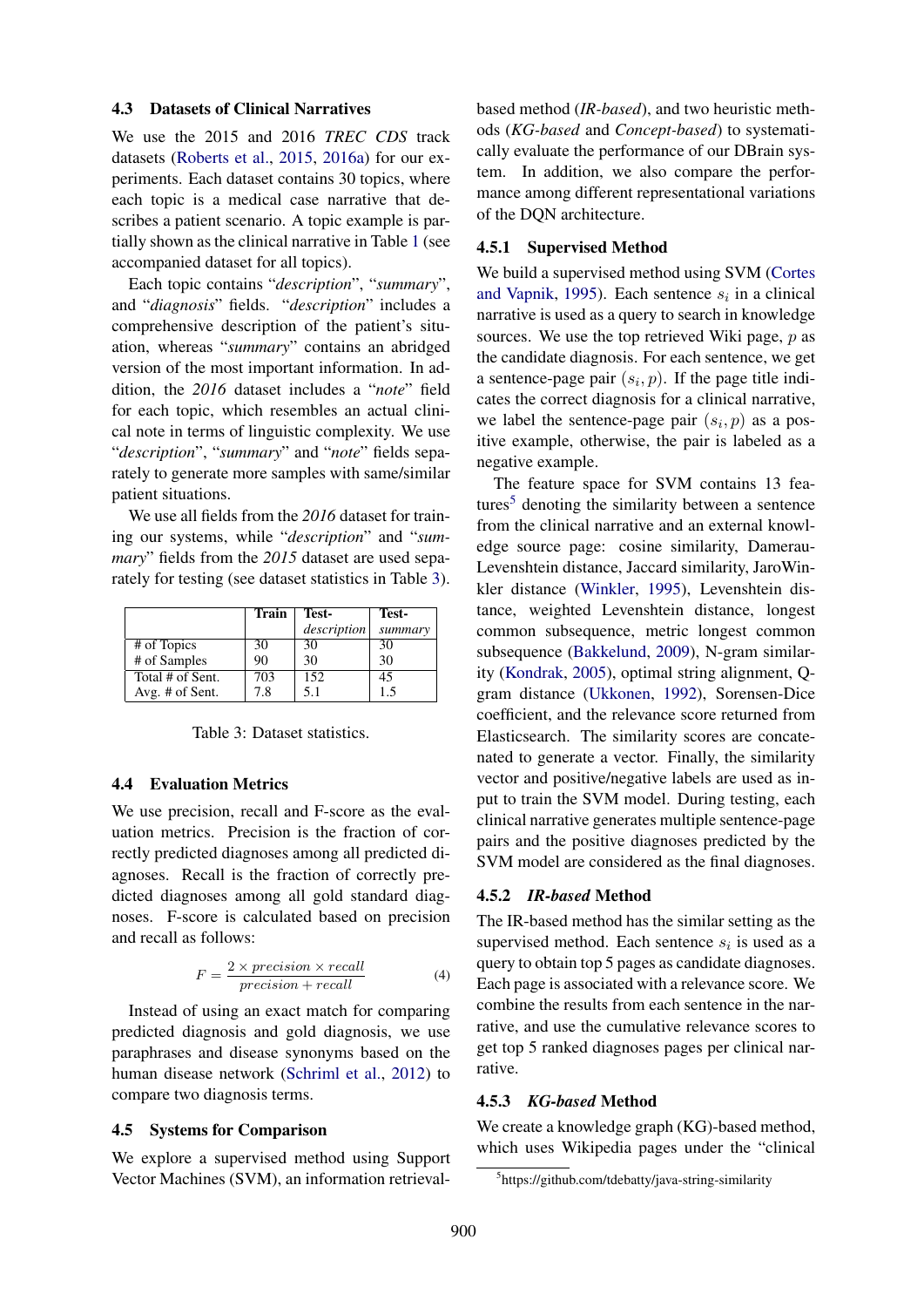### 4.3 Datasets of Clinical Narratives

We use the 2015 and 2016 *TREC CDS* track datasets (Roberts et al., 2015, 2016a) for our experiments. Each dataset contains 30 topics, where each topic is a medical case narrative that describes a patient scenario. A topic example is partially shown as the clinical narrative in Table 1 (see accompanied dataset for all topics).

Each topic contains "*description*", "*summary*", and "*diagnosis*" fields. "*description*" includes a comprehensive description of the patient's situation, whereas "*summary*" contains an abridged version of the most important information. In addition, the *2016* dataset includes a "*note*" field for each topic, which resembles an actual clinical note in terms of linguistic complexity. We use "*description*", "*summary*" and "*note*" fields separately to generate more samples with same/similar patient situations.

We use all fields from the *2016* dataset for training our systems, while "*description*" and "*summary*" fields from the *2015* dataset are used separately for testing (see dataset statistics in Table 3).

| | Train | Test-*description* | Test-*summary* |
|---|---|---|---|
| # of Topics | 30 | 30 | 30 |
| # of Samples | 90 | 30 | 30 |
| Total # of Sent. | 703 | 152 | 45 |
| Avg. # of Sent. | 7.8 | 5.1 | 1.5 |

Table 3: Dataset statistics.

### 4.4 Evaluation Metrics

We use precision, recall and F-score as the evaluation metrics. Precision is the fraction of correctly predicted diagnoses among all predicted diagnoses. Recall is the fraction of correctly predicted diagnoses among all gold standard diagnoses. F-score is calculated based on precision and recall as follows:

$$F = \frac{2 \times precision \times recall}{precision + recall} \tag{4}$$

Instead of using an exact match for comparing predicted diagnosis and gold diagnosis, we use paraphrases and disease synonyms based on the human disease network (Schriml et al., 2012) to compare two diagnosis terms.

### 4.5 Systems for Comparison

We explore a supervised method using Support Vector Machines (SVM), an information retrieval-based method (*IR-based*), and two heuristic methods (*KG-based* and *Concept-based*) to systematically evaluate the performance of our DBrain system. In addition, we also compare the performance among different representational variations of the DQN architecture.

#### 4.5.1 Supervised Method

We build a supervised method using SVM (Cortes and Vapnik, 1995). Each sentence $s_i$ in a clinical narrative is used as a query to search in knowledge sources. We use the top retrieved Wiki page, $p$ as the candidate diagnosis. For each sentence, we get a sentence-page pair $(s_i, p)$. If the page title indicates the correct diagnosis for a clinical narrative, we label the sentence-page pair $(s_i, p)$ as a positive example, otherwise, the pair is labeled as a negative example.

The feature space for SVM contains 13 features[5] denoting the similarity between a sentence from the clinical narrative and an external knowledge source page: cosine similarity, Damerau-Levenshtein distance, Jaccard similarity, JaroWinkler distance (Winkler, 1995), Levenshtein distance, weighted Levenshtein distance, longest common subsequence, metric longest common subsequence (Bakkelund, 2009), N-gram similarity (Kondrak, 2005), optimal string alignment, Q-gram distance (Ukkonen, 1992), Sorensen-Dice coefficient, and the relevance score returned from Elasticsearch. The similarity scores are concatenated to generate a vector. Finally, the similarity vector and positive/negative labels are used as input to train the SVM model. During testing, each clinical narrative generates multiple sentence-page pairs and the positive diagnoses predicted by the SVM model are considered as the final diagnoses.

#### 4.5.2 *IR-based* Method

The IR-based method has the similar setting as the supervised method. Each sentence $s_i$ is used as a query to obtain top 5 pages as candidate diagnoses. Each page is associated with a relevance score. We combine the results from each sentence in the narrative, and use the cumulative relevance scores to get top 5 ranked diagnoses pages per clinical narrative.

#### 4.5.3 *KG-based* Method

We create a knowledge graph (KG)-based method, which uses Wikipedia pages under the "clinical

[5] https://github.com/tdebatty/java-string-similarity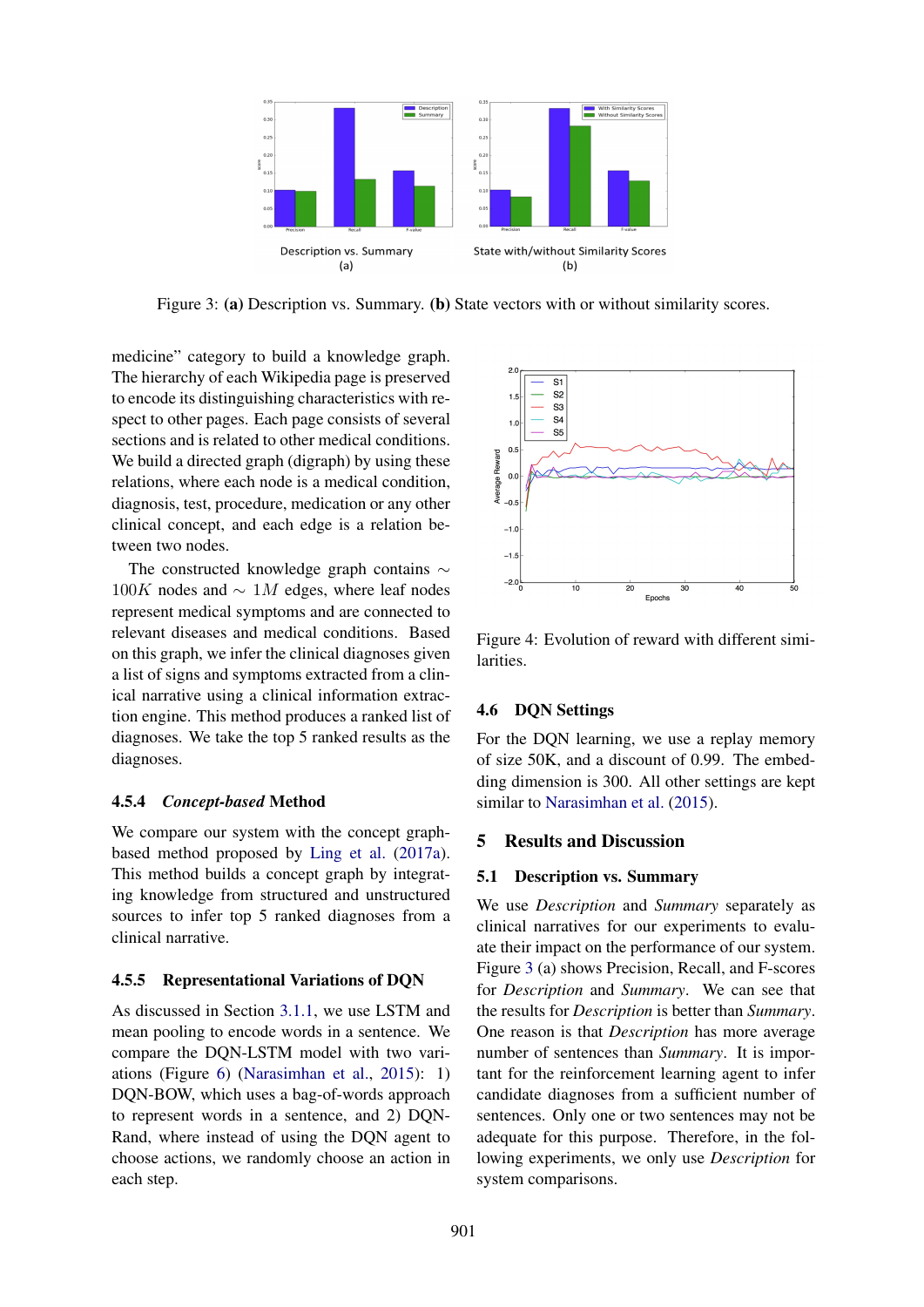Figure 3: **(a)** Description vs. Summary. **(b)** State vectors with or without similarity scores.

medicine" category to build a knowledge graph. The hierarchy of each Wikipedia page is preserved to encode its distinguishing characteristics with respect to other pages. Each page consists of several sections and is related to other medical conditions. We build a directed graph (digraph) by using these relations, where each node is a medical condition, diagnosis, test, procedure, medication or any other clinical concept, and each edge is a relation between two nodes.

The constructed knowledge graph contains $\sim 100K$ nodes and $\sim 1M$ edges, where leaf nodes represent medical symptoms and are connected to relevant diseases and medical conditions. Based on this graph, we infer the clinical diagnoses given a list of signs and symptoms extracted from a clinical narrative using a clinical information extraction engine. This method produces a ranked list of diagnoses. We take the top 5 ranked results as the diagnoses.

#### 4.5.4 *Concept-based* Method

We compare our system with the concept graph-based method proposed by Ling et al. (2017a). This method builds a concept graph by integrating knowledge from structured and unstructured sources to infer top 5 ranked diagnoses from a clinical narrative.

#### 4.5.5 Representational Variations of DQN

As discussed in Section 3.1.1, we use LSTM and mean pooling to encode words in a sentence. We compare the DQN-LSTM model with two variations (Figure 6) (Narasimhan et al., 2015): 1) DQN-BOW, which uses a bag-of-words approach to represent words in a sentence, and 2) DQN-Rand, where instead of using the DQN agent to choose actions, we randomly choose an action in each step.

Figure 4: Evolution of reward with different similarities.

### 4.6 DQN Settings

For the DQN learning, we use a replay memory of size 50K, and a discount of 0.99. The embedding dimension is 300. All other settings are kept similar to Narasimhan et al. (2015).

## 5 Results and Discussion

### 5.1 Description vs. Summary

We use *Description* and *Summary* separately as clinical narratives for our experiments to evaluate their impact on the performance of our system. Figure 3 (a) shows Precision, Recall, and F-scores for *Description* and *Summary*. We can see that the results for *Description* is better than *Summary*. One reason is that *Description* has more average number of sentences than *Summary*. It is important for the reinforcement learning agent to infer candidate diagnoses from a sufficient number of sentences. Only one or two sentences may not be adequate for this purpose. Therefore, in the following experiments, we only use *Description* for system comparisons.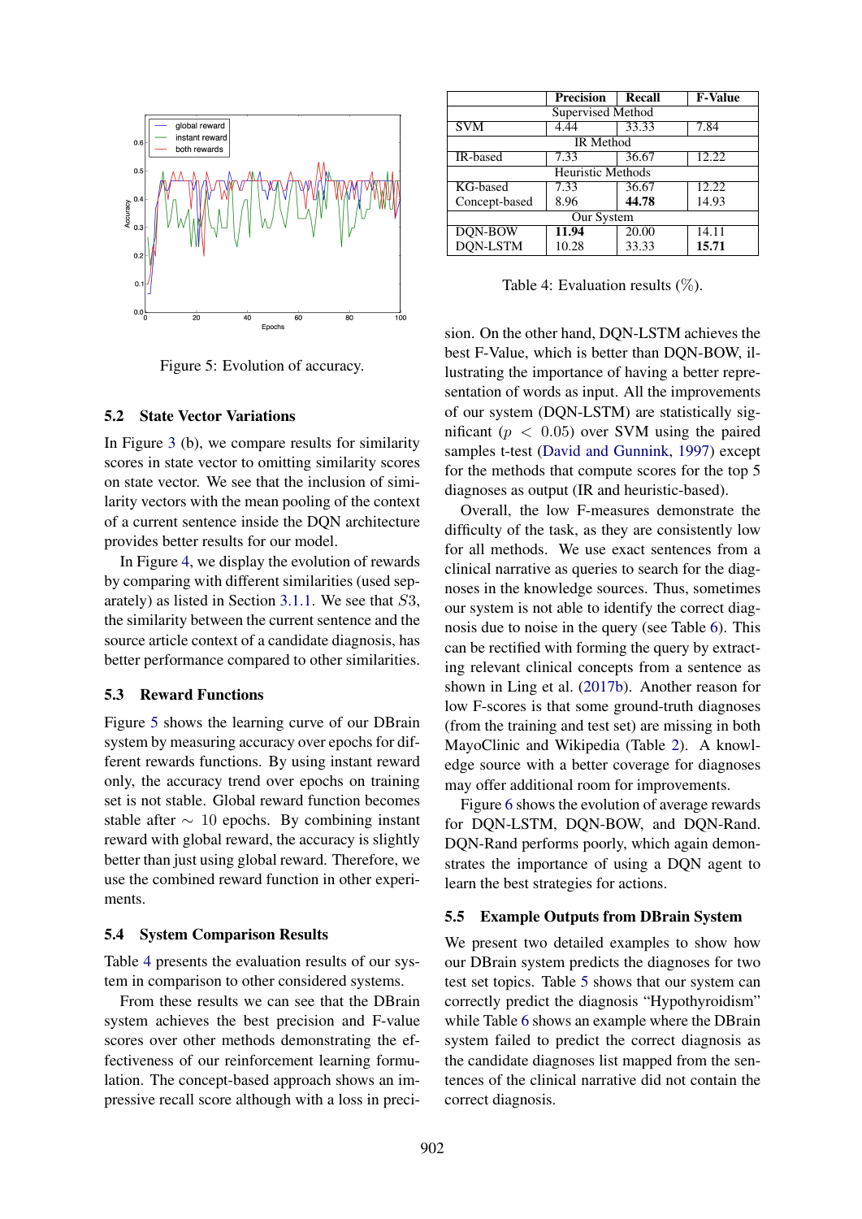Figure 5: Evolution of accuracy.

### 5.2 State Vector Variations

In Figure 3 (b), we compare results for similarity scores in state vector to omitting similarity scores on state vector. We see that the inclusion of similarity vectors with the mean pooling of the context of a current sentence inside the DQN architecture provides better results for our model.

In Figure 4, we display the evolution of rewards by comparing with different similarities (used separately) as listed in Section 3.1.1. We see that $S3$, the similarity between the current sentence and the source article context of a candidate diagnosis, has better performance compared to other similarities.

### 5.3 Reward Functions

Figure 5 shows the learning curve of our DBrain system by measuring accuracy over epochs for different rewards functions. By using instant reward only, the accuracy trend over epochs on training set is not stable. Global reward function becomes stable after $\sim$ 10 epochs. By combining instant reward with global reward, the accuracy is slightly better than just using global reward. Therefore, we use the combined reward function in other experiments.

### 5.4 System Comparison Results

Table 4 presents the evaluation results of our system in comparison to other considered systems.

From these results we can see that the DBrain system achieves the best precision and F-value scores over other methods demonstrating the effectiveness of our reinforcement learning formulation. The concept-based approach shows an impressive recall score although with a loss in precision. On the other hand, DQN-LSTM achieves the best F-Value, which is better than DQN-BOW, illustrating the importance of having a better representation of words as input. All the improvements of our system (DQN-LSTM) are statistically significant ($p < 0.05$) over SVM using the paired samples t-test (David and Gunnink, 1997) except for the methods that compute scores for the top 5 diagnoses as output (IR and heuristic-based).

Overall, the low F-measures demonstrate the difficulty of the task, as they are consistently low for all methods. We use exact sentences from a clinical narrative as queries to search for the diagnoses in the knowledge sources. Thus, sometimes our system is not able to identify the correct diagnosis due to noise in the query (see Table 6). This can be rectified with forming the query by extracting relevant clinical concepts from a sentence as shown in Ling et al. (2017b). Another reason for low F-scores is that some ground-truth diagnoses (from the training and test set) are missing in both MayoClinic and Wikipedia (Table 2). A knowledge source with a better coverage for diagnoses may offer additional room for improvements.

|  | Precision | Recall | F-Value |
|---|---|---|---|
| Supervised Method | | | |
| SVM | 4.44 | 33.33 | 7.84 |
| IR Method | | | |
| IR-based | 7.33 | 36.67 | 12.22 |
| Heuristic Methods | | | |
| KG-based | 7.33 | 36.67 | 12.22 |
| Concept-based | 8.96 | **44.78** | 14.93 |
| Our System | | | |
| DQN-BOW | **11.94** | 20.00 | 14.11 |
| DQN-LSTM | 10.28 | 33.33 | **15.71** |

Table 4: Evaluation results (%).

Figure 6 shows the evolution of average rewards for DQN-LSTM, DQN-BOW, and DQN-Rand. DQN-Rand performs poorly, which again demonstrates the importance of using a DQN agent to learn the best strategies for actions.

### 5.5 Example Outputs from DBrain System

We present two detailed examples to show how our DBrain system predicts the diagnoses for two test set topics. Table 5 shows that our system can correctly predict the diagnosis "Hypothyroidism" while Table 6 shows an example where the DBrain system failed to predict the correct diagnosis as the candidate diagnoses list mapped from the sentences of the clinical narrative did not contain the correct diagnosis.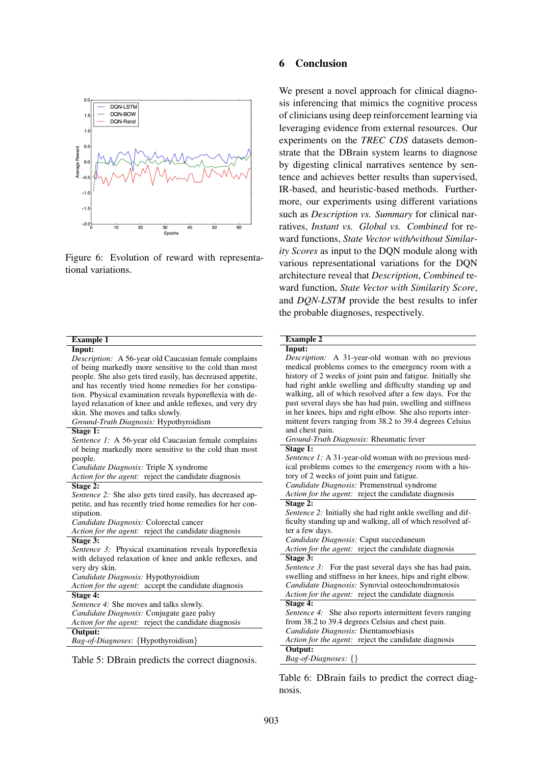Figure 6: Evolution of reward with representational variations.

## 6 Conclusion

We present a novel approach for clinical diagnosis inferencing that mimics the cognitive process of clinicians using deep reinforcement learning via leveraging evidence from external resources. Our experiments on the *TREC CDS* datasets demonstrate that the DBrain system learns to diagnose by digesting clinical narratives sentence by sentence, and achieves better results than supervised, IR-based, and heuristic-based methods. Furthermore, our experiments using different variations such as *Description vs. Summary* for clinical narratives, *Instant vs. Global vs. Combined* for reward functions, *State Vector with/without Similarity Scores* as input to the DQN module along with various representational variations for the DQN architecture reveal that *Description*, *Combined* reward function, *State Vector with Similarity Score*, and *DQN-LSTM* provide the best results to infer the probable diagnoses, respectively.

**Example 1**

**Input:**
*Description:* A 56-year old Caucasian female complains of being markedly more sensitive to the cold than most people. She also gets tired easily, has decreased appetite, and has recently tried home remedies for her constipation. Physical examination reveals hyporeflexia with delayed relaxation of knee and ankle reflexes, and very dry skin. She moves and talks slowly.
*Ground-Truth Diagnosis:* Hypothyroidism

**Stage 1:**
*Sentence 1:* A 56-year old Caucasian female complains of being markedly more sensitive to the cold than most people.
*Candidate Diagnosis:* Triple X syndrome
*Action for the agent:* reject the candidate diagnosis

**Stage 2:**
*Sentence 2:* She also gets tired easily, has decreased appetite, and has recently tried home remedies for her constipation.
*Candidate Diagnosis:* Colorectal cancer
*Action for the agent:* reject the candidate diagnosis

**Stage 3:**
*Sentence 3:* Physical examination reveals hyporeflexia with delayed relaxation of knee and ankle reflexes, and very dry skin.
*Candidate Diagnosis:* Hypothyroidism
*Action for the agent:* accept the candidate diagnosis

**Stage 4:**
*Sentence 4:* She moves and talks slowly.
*Candidate Diagnosis:* Conjugate gaze palsy
*Action for the agent:* reject the candidate diagnosis

**Output:**
*Bag-of-Diagnoses:* {Hypothyroidism}

Table 5: DBrain predicts the correct diagnosis.

**Example 2**

**Input:**
*Description:* A 31-year-old woman with no previous medical problems comes to the emergency room with a history of 2 weeks of joint pain and fatigue. Initially she had right ankle swelling and difficulty standing up and walking, all of which resolved after a few days. For the past several days she has had pain, swelling and stiffness in her knees, hips and right elbow. She also reports intermittent fevers ranging from 38.2 to 39.4 degrees Celsius and chest pain.
*Ground-Truth Diagnosis:* Rheumatic fever

**Stage 1:**
*Sentence 1:* A 31-year-old woman with no previous medical problems comes to the emergency room with a history of 2 weeks of joint pain and fatigue.
*Candidate Diagnosis:* Premenstrual syndrome
*Action for the agent:* reject the candidate diagnosis

**Stage 2:**
*Sentence 2:* Initially she had right ankle swelling and difficulty standing up and walking, all of which resolved after a few days.
*Candidate Diagnosis:* Caput succedaneum
*Action for the agent:* reject the candidate diagnosis

**Stage 3:**
*Sentence 3:* For the past several days she has had pain, swelling and stiffness in her knees, hips and right elbow.
*Candidate Diagnosis:* Synovial osteochondromatosis
*Action for the agent:* reject the candidate diagnosis

**Stage 4:**
*Sentence 4:* She also reports intermittent fevers ranging from 38.2 to 39.4 degrees Celsius and chest pain.
*Candidate Diagnosis:* Dientamoebiasis
*Action for the agent:* reject the candidate diagnosis

**Output:**
*Bag-of-Diagnoses:* {}

Table 6: DBrain fails to predict the correct diagnosis.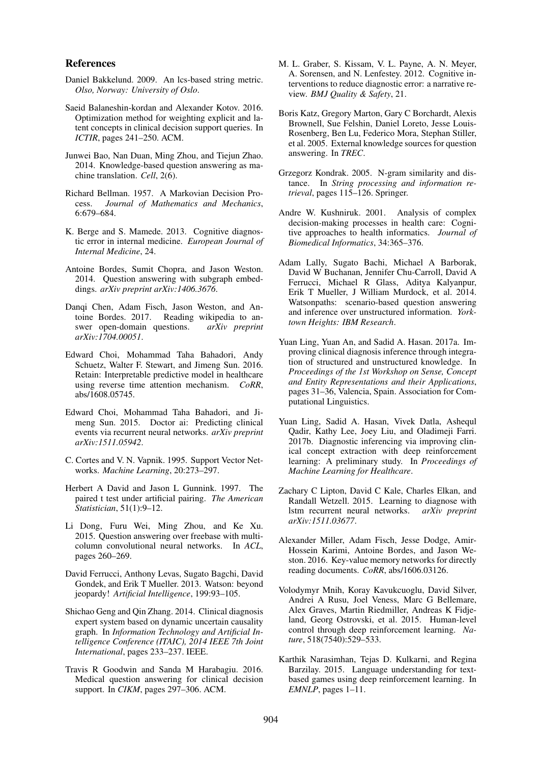## References

Daniel Bakkelund. 2009. An lcs-based string metric. *Olso, Norway: University of Oslo*.

Saeid Balaneshin-kordan and Alexander Kotov. 2016. Optimization method for weighting explicit and latent concepts in clinical decision support queries. In *ICTIR*, pages 241–250. ACM.

Junwei Bao, Nan Duan, Ming Zhou, and Tiejun Zhao. 2014. Knowledge-based question answering as machine translation. *Cell*, 2(6).

Richard Bellman. 1957. A Markovian Decision Process. *Journal of Mathematics and Mechanics*, 6:679–684.

K. Berge and S. Mamede. 2013. Cognitive diagnostic error in internal medicine. *European Journal of Internal Medicine*, 24.

Antoine Bordes, Sumit Chopra, and Jason Weston. 2014. Question answering with subgraph embeddings. *arXiv preprint arXiv:1406.3676*.

Danqi Chen, Adam Fisch, Jason Weston, and Antoine Bordes. 2017. Reading wikipedia to answer open-domain questions. *arXiv preprint arXiv:1704.00051*.

Edward Choi, Mohammad Taha Bahadori, Andy Schuetz, Walter F. Stewart, and Jimeng Sun. 2016. Retain: Interpretable predictive model in healthcare using reverse time attention mechanism. *CoRR*, abs/1608.05745.

Edward Choi, Mohammad Taha Bahadori, and Jimeng Sun. 2015. Doctor ai: Predicting clinical events via recurrent neural networks. *arXiv preprint arXiv:1511.05942*.

C. Cortes and V. N. Vapnik. 1995. Support Vector Networks. *Machine Learning*, 20:273–297.

Herbert A David and Jason L Gunnink. 1997. The paired t test under artificial pairing. *The American Statistician*, 51(1):9–12.

Li Dong, Furu Wei, Ming Zhou, and Ke Xu. 2015. Question answering over freebase with multi-column convolutional neural networks. In *ACL*, pages 260–269.

David Ferrucci, Anthony Levas, Sugato Bagchi, David Gondek, and Erik T Mueller. 2013. Watson: beyond jeopardy! *Artificial Intelligence*, 199:93–105.

Shichao Geng and Qin Zhang. 2014. Clinical diagnosis expert system based on dynamic uncertain causality graph. In *Information Technology and Artificial Intelligence Conference (ITAIC), 2014 IEEE 7th Joint International*, pages 233–237. IEEE.

Travis R Goodwin and Sanda M Harabagiu. 2016. Medical question answering for clinical decision support. In *CIKM*, pages 297–306. ACM.

M. L. Graber, S. Kissam, V. L. Payne, A. N. Meyer, A. Sorensen, and N. Lenfestey. 2012. Cognitive interventions to reduce diagnostic error: a narrative review. *BMJ Quality & Safety*, 21.

Boris Katz, Gregory Marton, Gary C Borchardt, Alexis Brownell, Sue Felshin, Daniel Loreto, Jesse Louis-Rosenberg, Ben Lu, Federico Mora, Stephan Stiller, et al. 2005. External knowledge sources for question answering. In *TREC*.

Grzegorz Kondrak. 2005. N-gram similarity and distance. In *String processing and information retrieval*, pages 115–126. Springer.

Andre W. Kushniruk. 2001. Analysis of complex decision-making processes in health care: Cognitive approaches to health informatics. *Journal of Biomedical Informatics*, 34:365–376.

Adam Lally, Sugato Bachi, Michael A Barborak, David W Buchanan, Jennifer Chu-Carroll, David A Ferrucci, Michael R Glass, Aditya Kalyanpur, Erik T Mueller, J William Murdock, et al. 2014. Watsonpaths: scenario-based question answering and inference over unstructured information. *Yorktown Heights: IBM Research*.

Yuan Ling, Yuan An, and Sadid A. Hasan. 2017a. Improving clinical diagnosis inference through integration of structured and unstructured knowledge. In *Proceedings of the 1st Workshop on Sense, Concept and Entity Representations and their Applications*, pages 31–36, Valencia, Spain. Association for Computational Linguistics.

Yuan Ling, Sadid A. Hasan, Vivek Datla, Ashequl Qadir, Kathy Lee, Joey Liu, and Oladimeji Farri. 2017b. Diagnostic inferencing via improving clinical concept extraction with deep reinforcement learning: A preliminary study. In *Proceedings of Machine Learning for Healthcare*.

Zachary C Lipton, David C Kale, Charles Elkan, and Randall Wetzell. 2015. Learning to diagnose with lstm recurrent neural networks. *arXiv preprint arXiv:1511.03677*.

Alexander Miller, Adam Fisch, Jesse Dodge, Amir-Hossein Karimi, Antoine Bordes, and Jason Weston. 2016. Key-value memory networks for directly reading documents. *CoRR*, abs/1606.03126.

Volodymyr Mnih, Koray Kavukcuoglu, David Silver, Andrei A Rusu, Joel Veness, Marc G Bellemare, Alex Graves, Martin Riedmiller, Andreas K Fidjeland, Georg Ostrovski, et al. 2015. Human-level control through deep reinforcement learning. *Nature*, 518(7540):529–533.

Karthik Narasimhan, Tejas D. Kulkarni, and Regina Barzilay. 2015. Language understanding for text-based games using deep reinforcement learning. In *EMNLP*, pages 1–11.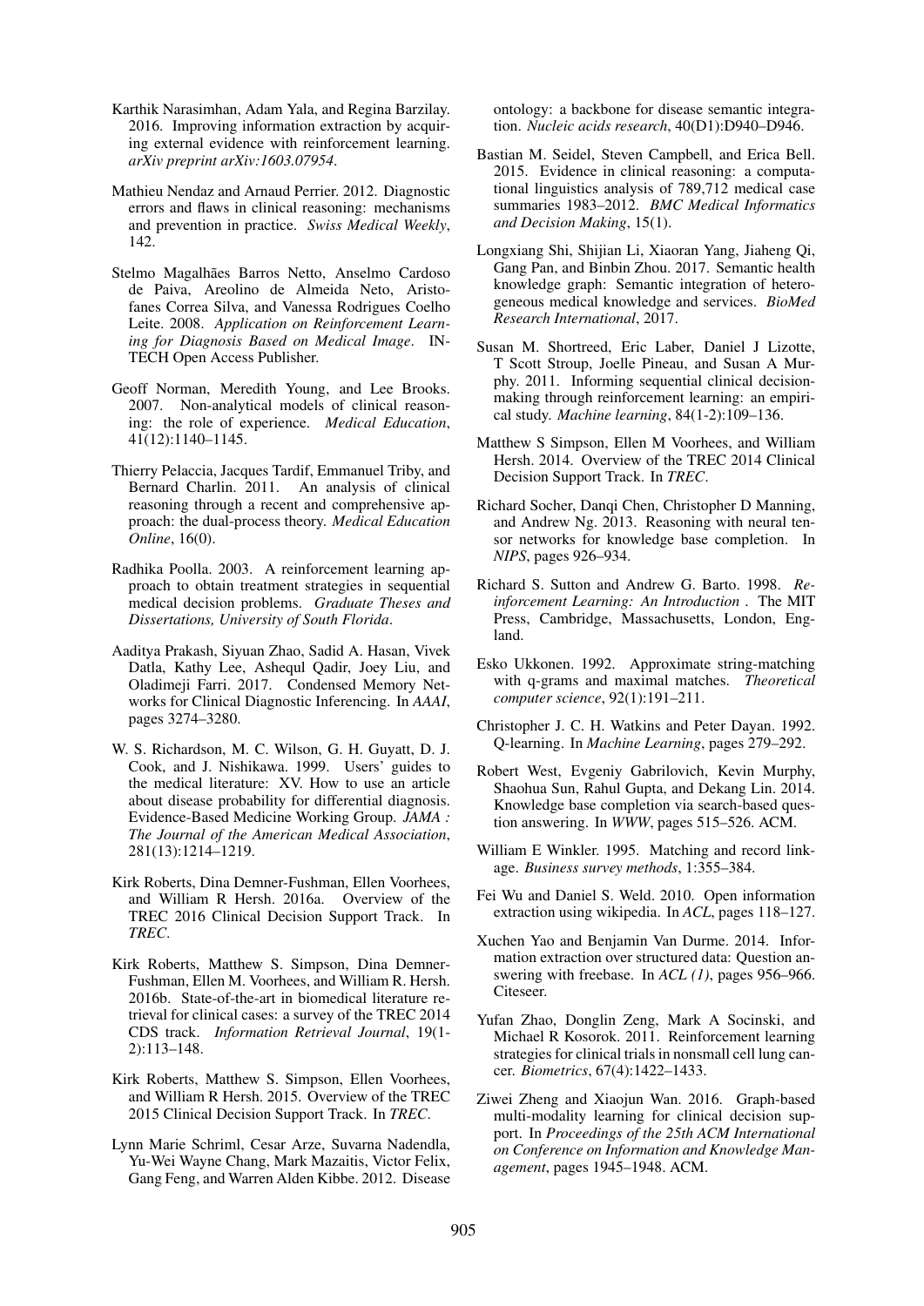Karthik Narasimhan, Adam Yala, and Regina Barzilay. 2016. Improving information extraction by acquiring external evidence with reinforcement learning. *arXiv preprint arXiv:1603.07954*.

Mathieu Nendaz and Arnaud Perrier. 2012. Diagnostic errors and flaws in clinical reasoning: mechanisms and prevention in practice. *Swiss Medical Weekly*, 142.

Stelmo Magalhães Barros Netto, Anselmo Cardoso de Paiva, Areolino de Almeida Neto, Aristofanes Correa Silva, and Vanessa Rodrigues Coelho Leite. 2008. *Application on Reinforcement Learning for Diagnosis Based on Medical Image*. INTECH Open Access Publisher.

Geoff Norman, Meredith Young, and Lee Brooks. 2007. Non-analytical models of clinical reasoning: the role of experience. *Medical Education*, 41(12):1140–1145.

Thierry Pelaccia, Jacques Tardif, Emmanuel Triby, and Bernard Charlin. 2011. An analysis of clinical reasoning through a recent and comprehensive approach: the dual-process theory. *Medical Education Online*, 16(0).

Radhika Poolla. 2003. A reinforcement learning approach to obtain treatment strategies in sequential medical decision problems. *Graduate Theses and Dissertations, University of South Florida*.

Aaditya Prakash, Siyuan Zhao, Sadid A. Hasan, Vivek Datla, Kathy Lee, Ashequl Qadir, Joey Liu, and Oladimeji Farri. 2017. Condensed Memory Networks for Clinical Diagnostic Inferencing. In *AAAI*, pages 3274–3280.

W. S. Richardson, M. C. Wilson, G. H. Guyatt, D. J. Cook, and J. Nishikawa. 1999. Users' guides to the medical literature: XV. How to use an article about disease probability for differential diagnosis. Evidence-Based Medicine Working Group. *JAMA : The Journal of the American Medical Association*, 281(13):1214–1219.

Kirk Roberts, Dina Demner-Fushman, Ellen Voorhees, and William R Hersh. 2016a. Overview of the TREC 2016 Clinical Decision Support Track. In *TREC*.

Kirk Roberts, Matthew S. Simpson, Dina Demner-Fushman, Ellen M. Voorhees, and William R. Hersh. 2016b. State-of-the-art in biomedical literature retrieval for clinical cases: a survey of the TREC 2014 CDS track. *Information Retrieval Journal*, 19(1-2):113–148.

Kirk Roberts, Matthew S. Simpson, Ellen Voorhees, and William R Hersh. 2015. Overview of the TREC 2015 Clinical Decision Support Track. In *TREC*.

Lynn Marie Schriml, Cesar Arze, Suvarna Nadendla, Yu-Wei Wayne Chang, Mark Mazaitis, Victor Felix, Gang Feng, and Warren Alden Kibbe. 2012. Disease ontology: a backbone for disease semantic integration. *Nucleic acids research*, 40(D1):D940–D946.

Bastian M. Seidel, Steven Campbell, and Erica Bell. 2015. Evidence in clinical reasoning: a computational linguistics analysis of 789,712 medical case summaries 1983–2012. *BMC Medical Informatics and Decision Making*, 15(1).

Longxiang Shi, Shijian Li, Xiaoran Yang, Jiaheng Qi, Gang Pan, and Binbin Zhou. 2017. Semantic health knowledge graph: Semantic integration of heterogeneous medical knowledge and services. *BioMed Research International*, 2017.

Susan M. Shortreed, Eric Laber, Daniel J Lizotte, T Scott Stroup, Joelle Pineau, and Susan A Murphy. 2011. Informing sequential clinical decision-making through reinforcement learning: an empirical study. *Machine learning*, 84(1-2):109–136.

Matthew S Simpson, Ellen M Voorhees, and William Hersh. 2014. Overview of the TREC 2014 Clinical Decision Support Track. In *TREC*.

Richard Socher, Danqi Chen, Christopher D Manning, and Andrew Ng. 2013. Reasoning with neural tensor networks for knowledge base completion. In *NIPS*, pages 926–934.

Richard S. Sutton and Andrew G. Barto. 1998. *Reinforcement Learning: An Introduction* . The MIT Press, Cambridge, Massachusetts, London, England.

Esko Ukkonen. 1992. Approximate string-matching with q-grams and maximal matches. *Theoretical computer science*, 92(1):191–211.

Christopher J. C. H. Watkins and Peter Dayan. 1992. Q-learning. In *Machine Learning*, pages 279–292.

Robert West, Evgeniy Gabrilovich, Kevin Murphy, Shaohua Sun, Rahul Gupta, and Dekang Lin. 2014. Knowledge base completion via search-based question answering. In *WWW*, pages 515–526. ACM.

William E Winkler. 1995. Matching and record linkage. *Business survey methods*, 1:355–384.

Fei Wu and Daniel S. Weld. 2010. Open information extraction using wikipedia. In *ACL*, pages 118–127.

Xuchen Yao and Benjamin Van Durme. 2014. Information extraction over structured data: Question answering with freebase. In *ACL (1)*, pages 956–966. Citeseer.

Yufan Zhao, Donglin Zeng, Mark A Socinski, and Michael R Kosorok. 2011. Reinforcement learning strategies for clinical trials in nonsmall cell lung cancer. *Biometrics*, 67(4):1422–1433.

Ziwei Zheng and Xiaojun Wan. 2016. Graph-based multi-modality learning for clinical decision support. In *Proceedings of the 25th ACM International on Conference on Information and Knowledge Management*, pages 1945–1948. ACM.